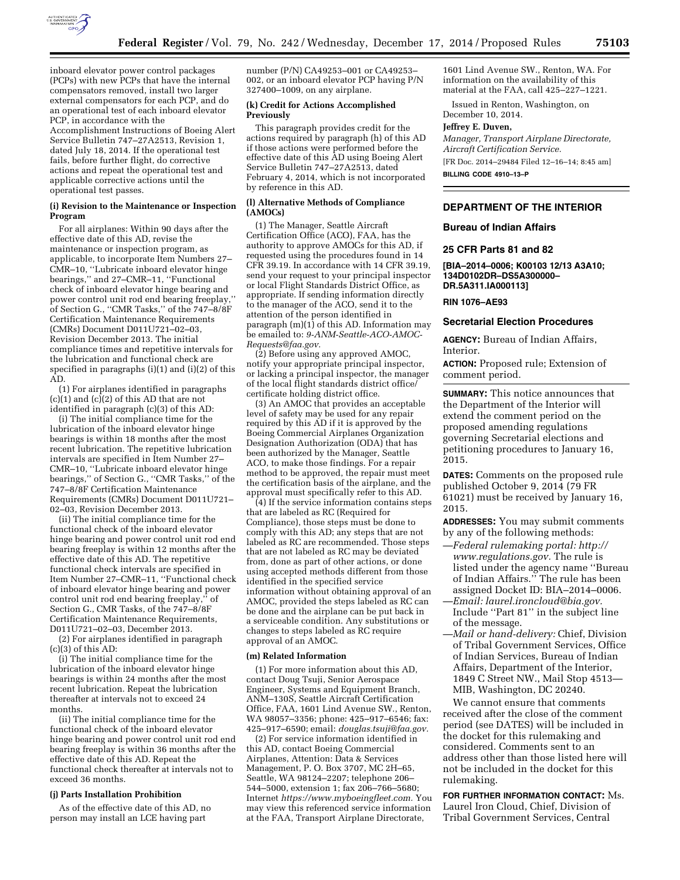inboard elevator power control packages (PCPs) with new PCPs that have the internal compensators removed, install two larger external compensators for each PCP, and do an operational test of each inboard elevator PCP, in accordance with the Accomplishment Instructions of Boeing Alert Service Bulletin 747–27A2513, Revision 1, dated July 18, 2014. If the operational test fails, before further flight, do corrective actions and repeat the operational test and applicable corrective actions until the operational test passes.

**(i) Revision to the Maintenance or Inspection Program**

For all airplanes: Within 90 days after the effective date of this AD, revise the maintenance or inspection program, as applicable, to incorporate Item Numbers 27–CMR–10, ''Lubricate inboard elevator hinge bearings,'' and 27–CMR–11, ''Functional check of inboard elevator hinge bearing and power control unit rod end bearing freeplay,'' of Section G., ''CMR Tasks,'' of the 747–8/8F Certification Maintenance Requirements (CMRs) Document D011U721–02–03, Revision December 2013. The initial compliance times and repetitive intervals for the lubrication and functional check are specified in paragraphs (i)(1) and (i)(2) of this AD.

(1) For airplanes identified in paragraphs (c)(1) and (c)(2) of this AD that are not identified in paragraph (c)(3) of this AD:

(i) The initial compliance time for the lubrication of the inboard elevator hinge bearings is within 18 months after the most recent lubrication. The repetitive lubrication intervals are specified in Item Number 27–CMR–10, ''Lubricate inboard elevator hinge bearings,'' of Section G., ''CMR Tasks,'' of the 747–8/8F Certification Maintenance Requirements (CMRs) Document D011U721–02–03, Revision December 2013.

(ii) The initial compliance time for the functional check of the inboard elevator hinge bearing and power control unit rod end bearing freeplay is within 12 months after the effective date of this AD. The repetitive functional check intervals are specified in Item Number 27–CMR–11, ''Functional check of inboard elevator hinge bearing and power control unit rod end bearing freeplay,'' of Section G., CMR Tasks, of the 747–8/8F Certification Maintenance Requirements, D011U721–02–03, December 2013.

(2) For airplanes identified in paragraph (c)(3) of this AD:

(i) The initial compliance time for the lubrication of the inboard elevator hinge bearings is within 24 months after the most recent lubrication. Repeat the lubrication thereafter at intervals not to exceed 24 months.

(ii) The initial compliance time for the functional check of the inboard elevator hinge bearing and power control unit rod end bearing freeplay is within 36 months after the effective date of this AD. Repeat the functional check thereafter at intervals not to exceed 36 months.

**(j) Parts Installation Prohibition**

As of the effective date of this AD, no person may install an LCE having part number (P/N) CA49253–001 or CA49253–002, or an inboard elevator PCP having P/N 327400–1009, on any airplane.

**(k) Credit for Actions Accomplished Previously**

This paragraph provides credit for the actions required by paragraph (h) of this AD if those actions were performed before the effective date of this AD using Boeing Alert Service Bulletin 747–27A2513, dated February 4, 2014, which is not incorporated by reference in this AD.

**(l) Alternative Methods of Compliance (AMOCs)**

(1) The Manager, Seattle Aircraft Certification Office (ACO), FAA, has the authority to approve AMOCs for this AD, if requested using the procedures found in 14 CFR 39.19. In accordance with 14 CFR 39.19, send your request to your principal inspector or local Flight Standards District Office, as appropriate. If sending information directly to the manager of the ACO, send it to the attention of the person identified in paragraph (m)(1) of this AD. Information may be emailed to: *9-ANM-Seattle-ACO-AMOC-Requests@faa.gov.*

(2) Before using any approved AMOC, notify your appropriate principal inspector, or lacking a principal inspector, the manager of the local flight standards district office/certificate holding district office.

(3) An AMOC that provides an acceptable level of safety may be used for any repair required by this AD if it is approved by the Boeing Commercial Airplanes Organization Designation Authorization (ODA) that has been authorized by the Manager, Seattle ACO, to make those findings. For a repair method to be approved, the repair must meet the certification basis of the airplane, and the approval must specifically refer to this AD.

(4) If the service information contains steps that are labeled as RC (Required for Compliance), those steps must be done to comply with this AD; any steps that are not labeled as RC are recommended. Those steps that are not labeled as RC may be deviated from, done as part of other actions, or done using accepted methods different from those identified in the specified service information without obtaining approval of an AMOC, provided the steps labeled as RC can be done and the airplane can be put back in a serviceable condition. Any substitutions or changes to steps labeled as RC require approval of an AMOC.

**(m) Related Information**

(1) For more information about this AD, contact Doug Tsuji, Senior Aerospace Engineer, Systems and Equipment Branch, ANM–130S, Seattle Aircraft Certification Office, FAA, 1601 Lind Avenue SW., Renton, WA 98057–3356; phone: 425–917–6546; fax: 425–917–6590; email: *douglas.tsuji@faa.gov.*

(2) For service information identified in this AD, contact Boeing Commercial Airplanes, Attention: Data & Services Management, P. O. Box 3707, MC 2H–65, Seattle, WA 98124–2207; telephone 206–544–5000, extension 1; fax 206–766–5680; Internet *https://www.myboeingfleet.com.* You may view this referenced service information at the FAA, Transport Airplane Directorate, 1601 Lind Avenue SW., Renton, WA. For information on the availability of this material at the FAA, call 425–227–1221.

Issued in Renton, Washington, on December 10, 2014.

**Jeffrey E. Duven,**

*Manager, Transport Airplane Directorate, Aircraft Certification Service.*

[FR Doc. 2014–29484 Filed 12–16–14; 8:45 am]

**BILLING CODE 4910–13–P**

---

## DEPARTMENT OF THE INTERIOR

### Bureau of Indian Affairs

### 25 CFR Parts 81 and 82

**[BIA–2014–0006; K00103 12/13 A3A10; 134D0102DR–DS5A300000–DR.5A311.IA000113]**

**RIN 1076–AE93**

### Secretarial Election Procedures

**AGENCY:** Bureau of Indian Affairs, Interior.

**ACTION:** Proposed rule; Extension of comment period.

**SUMMARY:** This notice announces that the Department of the Interior will extend the comment period on the proposed amending regulations governing Secretarial elections and petitioning procedures to January 16, 2015.

**DATES:** Comments on the proposed rule published October 9, 2014 (79 FR 61021) must be received by January 16, 2015.

**ADDRESSES:** You may submit comments by any of the following methods:

—*Federal rulemaking portal: http://www.regulations.gov.* The rule is listed under the agency name ''Bureau of Indian Affairs.'' The rule has been assigned Docket ID: BIA–2014–0006.

—*Email: laurel.ironcloud@bia.gov.* Include ''Part 81'' in the subject line of the message.

—*Mail or hand-delivery:* Chief, Division of Tribal Government Services, Office of Indian Services, Bureau of Indian Affairs, Department of the Interior, 1849 C Street NW., Mail Stop 4513—MIB, Washington, DC 20240.

We cannot ensure that comments received after the close of the comment period (see DATES) will be included in the docket for this rulemaking and considered. Comments sent to an address other than those listed here will not be included in the docket for this rulemaking.

**FOR FURTHER INFORMATION CONTACT:** Ms. Laurel Iron Cloud, Chief, Division of Tribal Government Services, Central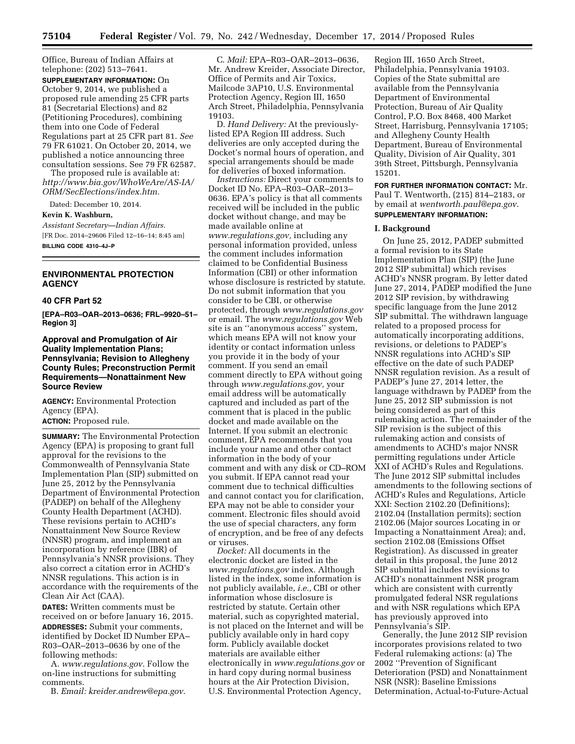Office, Bureau of Indian Affairs at telephone: (202) 513–7641.

**SUPPLEMENTARY INFORMATION:** On October 9, 2014, we published a proposed rule amending 25 CFR parts 81 (Secretarial Elections) and 82 (Petitioning Procedures), combining them into one Code of Federal Regulations part at 25 CFR part 81. *See* 79 FR 61021. On October 20, 2014, we published a notice announcing three consultation sessions. See 79 FR 62587.

The proposed rule is available at: *http://www.bia.gov/WhoWeAre/AS-IA/ORM/SecElections/index.htm.*

Dated: December 10, 2014.

**Kevin K. Washburn,**

*Assistant Secretary—Indian Affairs.*

[FR Doc. 2014–29606 Filed 12–16–14; 8:45 am]

**BILLING CODE 4310–4J–P**

---

## ENVIRONMENTAL PROTECTION AGENCY

### 40 CFR Part 52

**[EPA–R03–OAR–2013–0636; FRL–9920–51–Region 3]**

### Approval and Promulgation of Air Quality Implementation Plans; Pennsylvania; Revision to Allegheny County Rules; Preconstruction Permit Requirements—Nonattainment New Source Review

**AGENCY:** Environmental Protection Agency (EPA).

**ACTION:** Proposed rule.

**SUMMARY:** The Environmental Protection Agency (EPA) is proposing to grant full approval for the revisions to the Commonwealth of Pennsylvania State Implementation Plan (SIP) submitted on June 25, 2012 by the Pennsylvania Department of Environmental Protection (PADEP) on behalf of the Allegheny County Health Department (ACHD). These revisions pertain to ACHD's Nonattainment New Source Review (NNSR) program, and implement an incorporation by reference (IBR) of Pennsylvania's NNSR provisions. They also correct a citation error in ACHD's NNSR regulations. This action is in accordance with the requirements of the Clean Air Act (CAA).

**DATES:** Written comments must be received on or before January 16, 2015.

**ADDRESSES:** Submit your comments, identified by Docket ID Number EPA–R03–OAR–2013–0636 by one of the following methods:

A. *www.regulations.gov*. Follow the on-line instructions for submitting comments.

B. *Email: kreider.andrew@epa.gov*.

C. *Mail:* EPA–R03–OAR–2013–0636, Mr. Andrew Kreider, Associate Director, Office of Permits and Air Toxics, Mailcode 3AP10, U.S. Environmental Protection Agency, Region III, 1650 Arch Street, Philadelphia, Pennsylvania 19103.

D. *Hand Delivery:* At the previously-listed EPA Region III address. Such deliveries are only accepted during the Docket's normal hours of operation, and special arrangements should be made for deliveries of boxed information.

*Instructions:* Direct your comments to Docket ID No. EPA–R03–OAR–2013–0636. EPA's policy is that all comments received will be included in the public docket without change, and may be made available online at *www.regulations.gov,* including any personal information provided, unless the comment includes information claimed to be Confidential Business Information (CBI) or other information whose disclosure is restricted by statute. Do not submit information that you consider to be CBI, or otherwise protected, through *www.regulations.gov* or email. The *www.regulations.gov* Web site is an ''anonymous access'' system, which means EPA will not know your identity or contact information unless you provide it in the body of your comment. If you send an email comment directly to EPA without going through *www.regulations.gov,* your email address will be automatically captured and included as part of the comment that is placed in the public docket and made available on the Internet. If you submit an electronic comment, EPA recommends that you include your name and other contact information in the body of your comment and with any disk or CD–ROM you submit. If EPA cannot read your comment due to technical difficulties and cannot contact you for clarification, EPA may not be able to consider your comment. Electronic files should avoid the use of special characters, any form of encryption, and be free of any defects or viruses.

*Docket:* All documents in the electronic docket are listed in the *www.regulations.gov* index. Although listed in the index, some information is not publicly available, *i.e.,* CBI or other information whose disclosure is restricted by statute. Certain other material, such as copyrighted material, is not placed on the Internet and will be publicly available only in hard copy form. Publicly available docket materials are available either electronically in *www.regulations.gov* or in hard copy during normal business hours at the Air Protection Division, U.S. Environmental Protection Agency, Region III, 1650 Arch Street, Philadelphia, Pennsylvania 19103. Copies of the State submittal are available from the Pennsylvania Department of Environmental Protection, Bureau of Air Quality Control, P.O. Box 8468, 400 Market Street, Harrisburg, Pennsylvania 17105; and Allegheny County Health Department, Bureau of Environmental Quality, Division of Air Quality, 301 39th Street, Pittsburgh, Pennsylvania 15201.

**FOR FURTHER INFORMATION CONTACT:** Mr. Paul T. Wentworth, (215) 814–2183, or by email at *wentworth.paul@epa.gov*.

**SUPPLEMENTARY INFORMATION:**

#### I. Background

On June 25, 2012, PADEP submitted a formal revision to its State Implementation Plan (SIP) (the June 2012 SIP submittal) which revises ACHD's NNSR program. By letter dated June 27, 2014, PADEP modified the June 2012 SIP revision, by withdrawing specific language from the June 2012 SIP submittal. The withdrawn language related to a proposed process for automatically incorporating additions, revisions, or deletions to PADEP's NNSR regulations into ACHD's SIP effective on the date of such PADEP NNSR regulation revision. As a result of PADEP's June 27, 2014 letter, the language withdrawn by PADEP from the June 25, 2012 SIP submission is not being considered as part of this rulemaking action. The remainder of the SIP revision is the subject of this rulemaking action and consists of amendments to ACHD's major NNSR permitting regulations under Article XXI of ACHD's Rules and Regulations. The June 2012 SIP submittal includes amendments to the following sections of ACHD's Rules and Regulations, Article XXI: Section 2102.20 (Definitions); 2102.04 (Installation permits); section 2102.06 (Major sources Locating in or Impacting a Nonattainment Area); and, section 2102.08 (Emissions Offset Registration). As discussed in greater detail in this proposal, the June 2012 SIP submittal includes revisions to ACHD's nonattainment NSR program which are consistent with currently promulgated federal NSR regulations and with NSR regulations which EPA has previously approved into Pennsylvania's SIP.

Generally, the June 2012 SIP revision incorporates provisions related to two Federal rulemaking actions: (a) The 2002 ''Prevention of Significant Deterioration (PSD) and Nonattainment NSR (NSR): Baseline Emissions Determination, Actual-to-Future-Actual